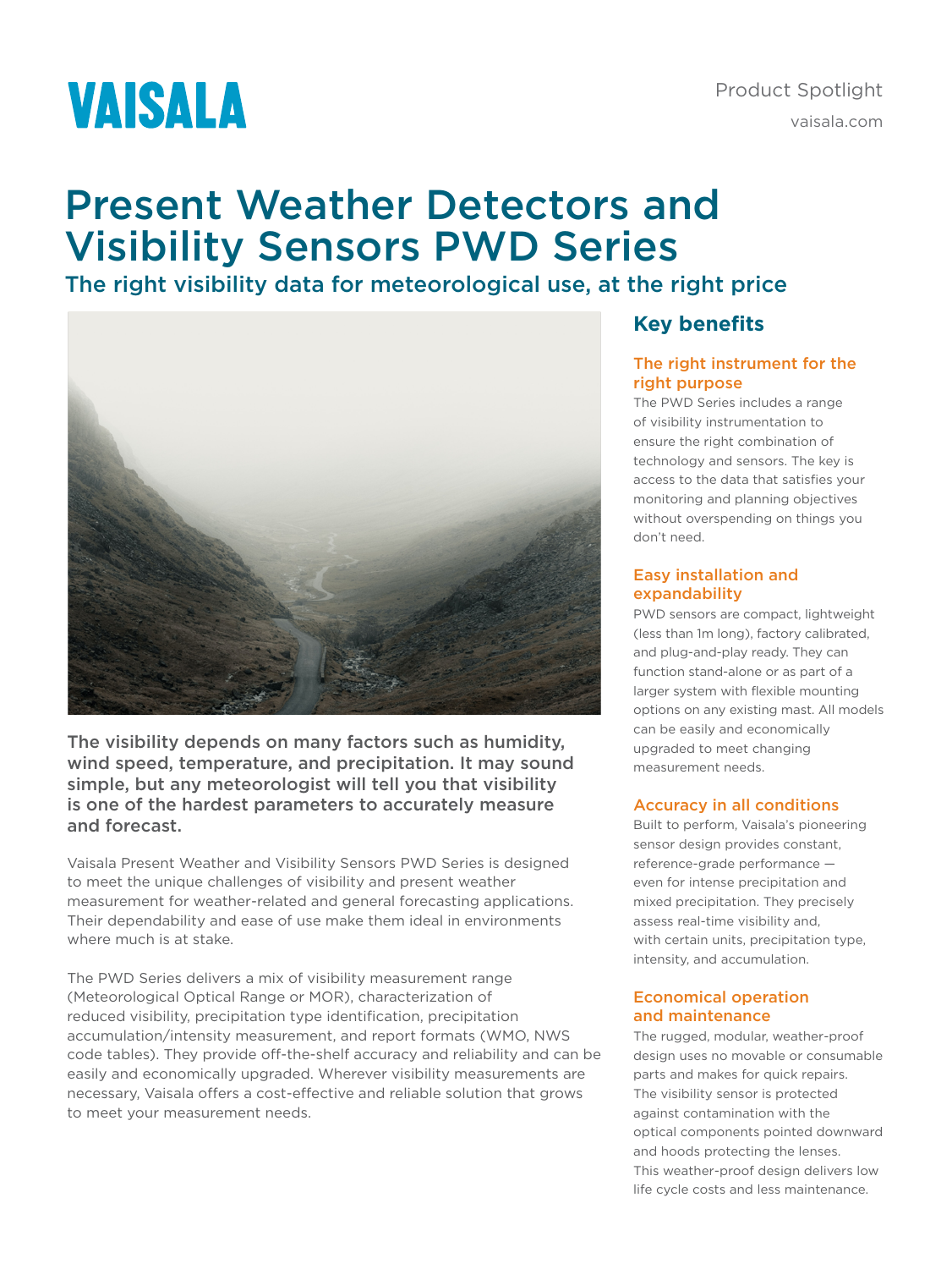VAISALA

Product Spotlight

vaisala.com

# Present Weather Detectors and Visibility Sensors PWD Series

## The right visibility data for meteorological use, at the right price

**The visibility depends on many factors such as humidity, wind speed, temperature, and precipitation. It may sound simple, but any meteorologist will tell you that visibility is one of the hardest parameters to accurately measure and forecast.**

Vaisala Present Weather and Visibility Sensors PWD Series is designed to meet the unique challenges of visibility and present weather measurement for weather-related and general forecasting applications. Their dependability and ease of use make them ideal in environments where much is at stake.

The PWD Series delivers a mix of visibility measurement range (Meteorological Optical Range or MOR), characterization of reduced visibility, precipitation type identification, precipitation accumulation/intensity measurement, and report formats (WMO, NWS code tables). They provide off-the-shelf accuracy and reliability and can be easily and economically upgraded. Wherever visibility measurements are necessary, Vaisala offers a cost-effective and reliable solution that grows to meet your measurement needs.

## Key benefits

### The right instrument for the right purpose

The PWD Series includes a range of visibility instrumentation to ensure the right combination of technology and sensors. The key is access to the data that satisfies your monitoring and planning objectives without overspending on things you don't need.

### Easy installation and expandability

PWD sensors are compact, lightweight (less than 1m long), factory calibrated, and plug-and-play ready. They can function stand-alone or as part of a larger system with flexible mounting options on any existing mast. All models can be easily and economically upgraded to meet changing measurement needs.

### Accuracy in all conditions

Built to perform, Vaisala's pioneering sensor design provides constant, reference-grade performance — even for intense precipitation and mixed precipitation. They precisely assess real-time visibility and, with certain units, precipitation type, intensity, and accumulation.

### Economical operation and maintenance

The rugged, modular, weather-proof design uses no movable or consumable parts and makes for quick repairs. The visibility sensor is protected against contamination with the optical components pointed downward and hoods protecting the lenses. This weather-proof design delivers low life cycle costs and less maintenance.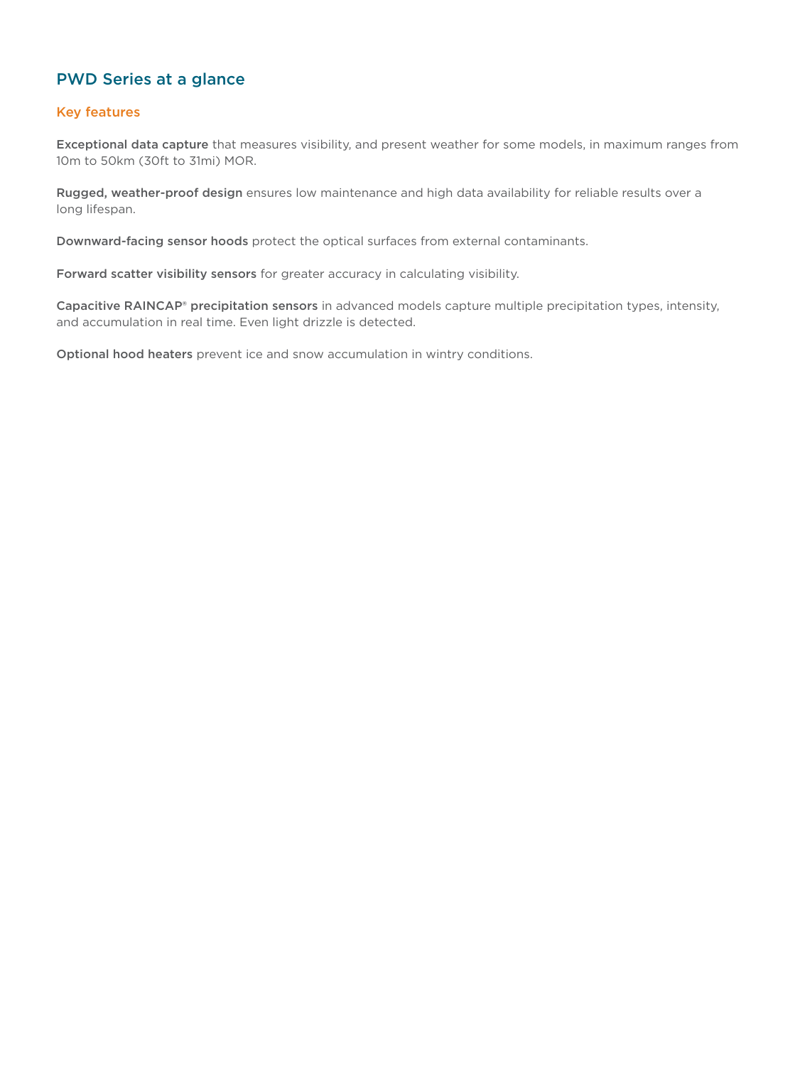## PWD Series at a glance

### Key features

**Exceptional data capture** that measures visibility, and present weather for some models, in maximum ranges from 10m to 50km (30ft to 31mi) MOR.

**Rugged, weather-proof design** ensures low maintenance and high data availability for reliable results over a long lifespan.

**Downward-facing sensor hoods** protect the optical surfaces from external contaminants.

**Forward scatter visibility sensors** for greater accuracy in calculating visibility.

**Capacitive RAINCAP® precipitation sensors** in advanced models capture multiple precipitation types, intensity, and accumulation in real time. Even light drizzle is detected.

**Optional hood heaters** prevent ice and snow accumulation in wintry conditions.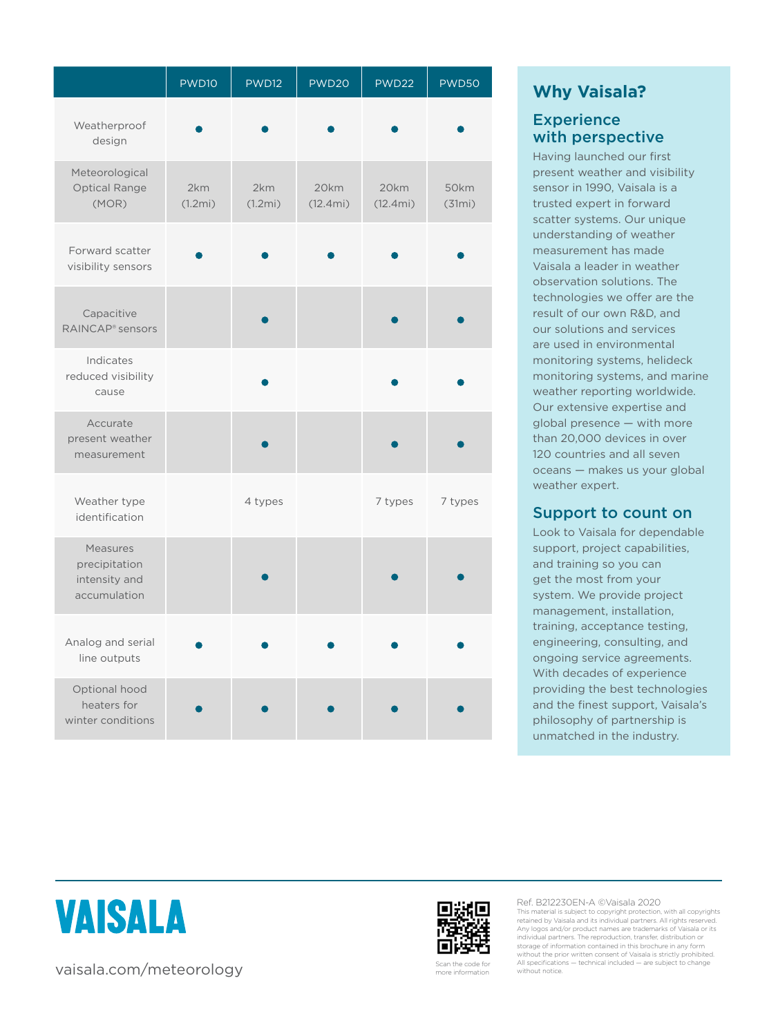| | PWD10 | PWD12 | PWD20 | PWD22 | PWD50 |
|---|---|---|---|---|---|
| Weatherproof design | ● | ● | ● | ● | ● |
| Meteorological Optical Range (MOR) | 2km (1.2mi) | 2km (1.2mi) | 20km (12.4mi) | 20km (12.4mi) | 50km (31mi) |
| Forward scatter visibility sensors | ● | ● | ● | ● | ● |
| Capacitive RAINCAP® sensors | | ● | | ● | ● |
| Indicates reduced visibility cause | | ● | | ● | ● |
| Accurate present weather measurement | | ● | | ● | ● |
| Weather type identification | | 4 types | | 7 types | 7 types |
| Measures precipitation intensity and accumulation | | ● | | ● | ● |
| Analog and serial line outputs | ● | ● | ● | ● | ● |
| Optional hood heaters for winter conditions | ● | ● | ● | ● | ● |

## Why Vaisala?

### Experience with perspective

Having launched our first present weather and visibility sensor in 1990, Vaisala is a trusted expert in forward scatter systems. Our unique understanding of weather measurement has made Vaisala a leader in weather observation solutions. The technologies we offer are the result of our own R&D, and our solutions and services are used in environmental monitoring systems, helideck monitoring systems, and marine weather reporting worldwide. Our extensive expertise and global presence — with more than 20,000 devices in over 120 countries and all seven oceans — makes us your global weather expert.

### Support to count on

Look to Vaisala for dependable support, project capabilities, and training so you can get the most from your system. We provide project management, installation, training, acceptance testing, engineering, consulting, and ongoing service agreements. With decades of experience providing the best technologies and the finest support, Vaisala's philosophy of partnership is unmatched in the industry.

VAISALA

vaisala.com/meteorology

Scan the code for more information

Ref. B212230EN-A ©Vaisala 2020

This material is subject to copyright protection, with all copyrights retained by Vaisala and its individual partners. All rights reserved. Any logos and/or product names are trademarks of Vaisala or its individual partners. The reproduction, transfer, distribution or storage of information contained in this brochure in any form without the prior written consent of Vaisala is strictly prohibited. All specifications — technical included — are subject to change without notice.